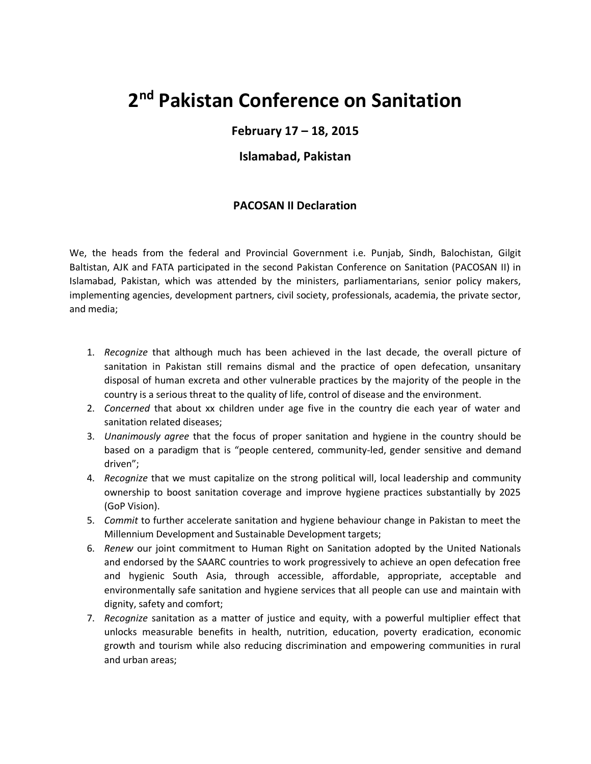# 2nd Pakistan Conference on Sanitation

### February 17 – 18, 2015

### Islamabad, Pakistan

### PACOSAN II Declaration

We, the heads from the federal and Provincial Government i.e. Punjab, Sindh, Balochistan, Gilgit Baltistan, AJK and FATA participated in the second Pakistan Conference on Sanitation (PACOSAN II) in Islamabad, Pakistan, which was attended by the ministers, parliamentarians, senior policy makers, implementing agencies, development partners, civil society, professionals, academia, the private sector, and media;

1. *Recognize* that although much has been achieved in the last decade, the overall picture of sanitation in Pakistan still remains dismal and the practice of open defecation, unsanitary disposal of human excreta and other vulnerable practices by the majority of the people in the country is a serious threat to the quality of life, control of disease and the environment.
2. *Concerned* that about xx children under age five in the country die each year of water and sanitation related diseases;
3. *Unanimously agree* that the focus of proper sanitation and hygiene in the country should be based on a paradigm that is "people centered, community-led, gender sensitive and demand driven";
4. *Recognize* that we must capitalize on the strong political will, local leadership and community ownership to boost sanitation coverage and improve hygiene practices substantially by 2025 (GoP Vision).
5. *Commit* to further accelerate sanitation and hygiene behaviour change in Pakistan to meet the Millennium Development and Sustainable Development targets;
6. *Renew* our joint commitment to Human Right on Sanitation adopted by the United Nationals and endorsed by the SAARC countries to work progressively to achieve an open defecation free and hygienic South Asia, through accessible, affordable, appropriate, acceptable and environmentally safe sanitation and hygiene services that all people can use and maintain with dignity, safety and comfort;
7. *Recognize* sanitation as a matter of justice and equity, with a powerful multiplier effect that unlocks measurable benefits in health, nutrition, education, poverty eradication, economic growth and tourism while also reducing discrimination and empowering communities in rural and urban areas;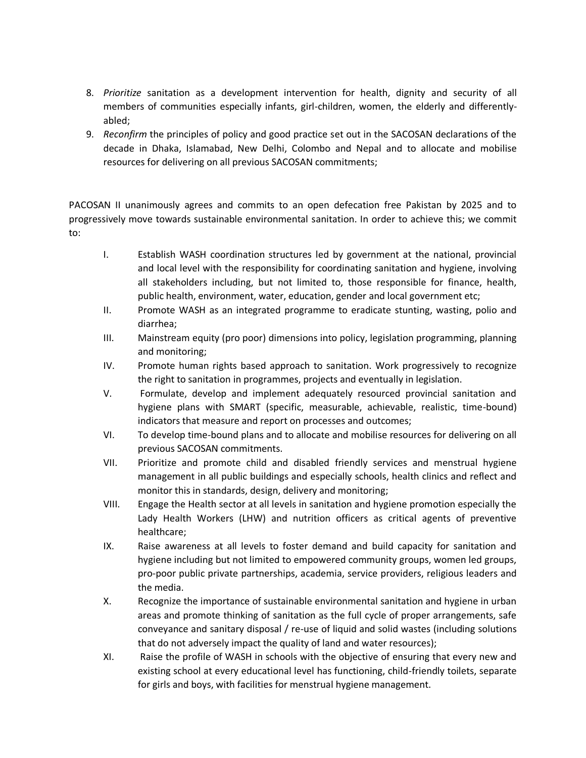8. *Prioritize* sanitation as a development intervention for health, dignity and security of all members of communities especially infants, girl-children, women, the elderly and differently-abled;
9. *Reconfirm* the principles of policy and good practice set out in the SACOSAN declarations of the decade in Dhaka, Islamabad, New Delhi, Colombo and Nepal and to allocate and mobilise resources for delivering on all previous SACOSAN commitments;

PACOSAN II unanimously agrees and commits to an open defecation free Pakistan by 2025 and to progressively move towards sustainable environmental sanitation. In order to achieve this; we commit to:

I. Establish WASH coordination structures led by government at the national, provincial and local level with the responsibility for coordinating sanitation and hygiene, involving all stakeholders including, but not limited to, those responsible for finance, health, public health, environment, water, education, gender and local government etc;

II. Promote WASH as an integrated programme to eradicate stunting, wasting, polio and diarrhea;

III. Mainstream equity (pro poor) dimensions into policy, legislation programming, planning and monitoring;

IV. Promote human rights based approach to sanitation. Work progressively to recognize the right to sanitation in programmes, projects and eventually in legislation.

V. Formulate, develop and implement adequately resourced provincial sanitation and hygiene plans with SMART (specific, measurable, achievable, realistic, time-bound) indicators that measure and report on processes and outcomes;

VI. To develop time-bound plans and to allocate and mobilise resources for delivering on all previous SACOSAN commitments.

VII. Prioritize and promote child and disabled friendly services and menstrual hygiene management in all public buildings and especially schools, health clinics and reflect and monitor this in standards, design, delivery and monitoring;

VIII. Engage the Health sector at all levels in sanitation and hygiene promotion especially the Lady Health Workers (LHW) and nutrition officers as critical agents of preventive healthcare;

IX. Raise awareness at all levels to foster demand and build capacity for sanitation and hygiene including but not limited to empowered community groups, women led groups, pro-poor public private partnerships, academia, service providers, religious leaders and the media.

X. Recognize the importance of sustainable environmental sanitation and hygiene in urban areas and promote thinking of sanitation as the full cycle of proper arrangements, safe conveyance and sanitary disposal / re-use of liquid and solid wastes (including solutions that do not adversely impact the quality of land and water resources);

XI. Raise the profile of WASH in schools with the objective of ensuring that every new and existing school at every educational level has functioning, child-friendly toilets, separate for girls and boys, with facilities for menstrual hygiene management.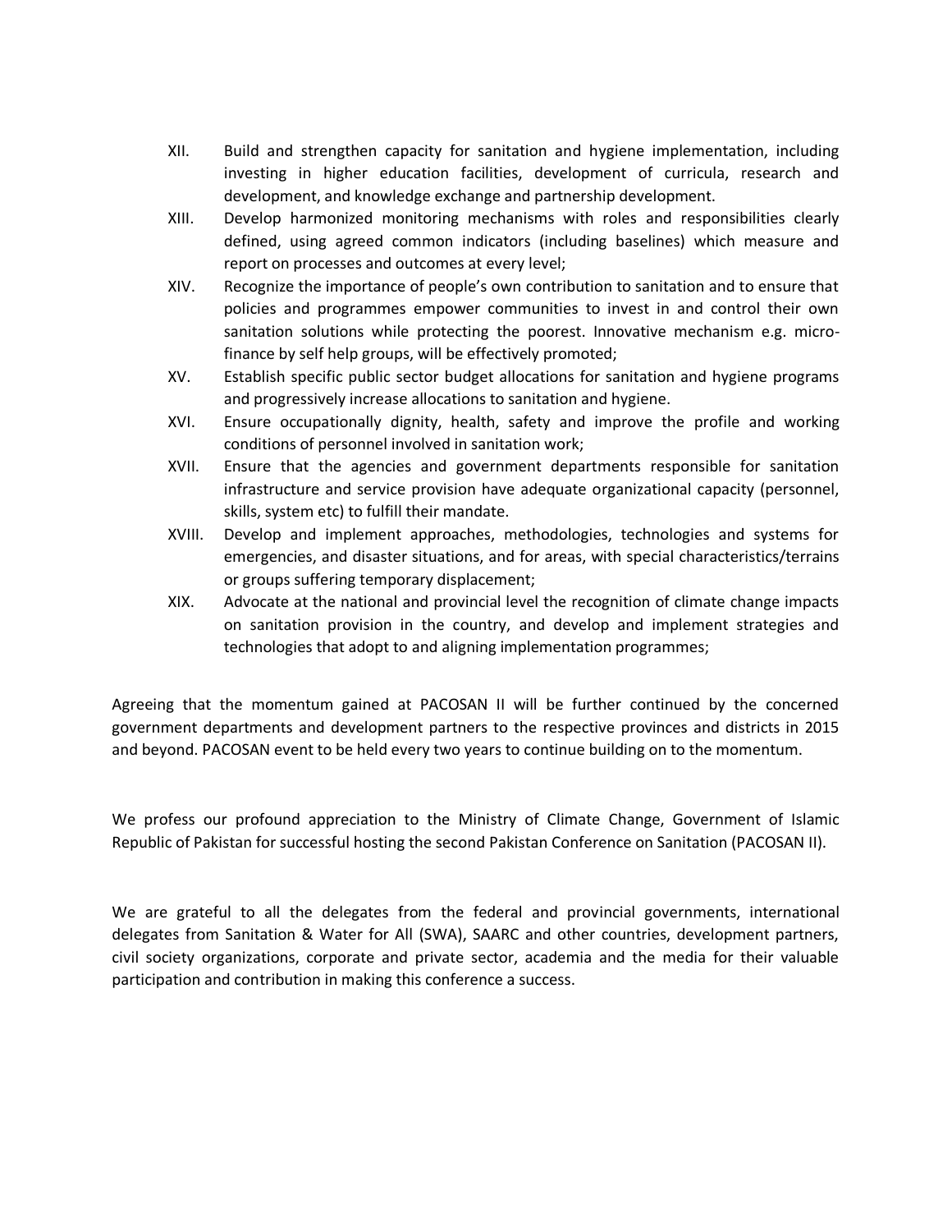XII. Build and strengthen capacity for sanitation and hygiene implementation, including investing in higher education facilities, development of curricula, research and development, and knowledge exchange and partnership development.

XIII. Develop harmonized monitoring mechanisms with roles and responsibilities clearly defined, using agreed common indicators (including baselines) which measure and report on processes and outcomes at every level;

XIV. Recognize the importance of people's own contribution to sanitation and to ensure that policies and programmes empower communities to invest in and control their own sanitation solutions while protecting the poorest. Innovative mechanism e.g. micro-finance by self help groups, will be effectively promoted;

XV. Establish specific public sector budget allocations for sanitation and hygiene programs and progressively increase allocations to sanitation and hygiene.

XVI. Ensure occupationally dignity, health, safety and improve the profile and working conditions of personnel involved in sanitation work;

XVII. Ensure that the agencies and government departments responsible for sanitation infrastructure and service provision have adequate organizational capacity (personnel, skills, system etc) to fulfill their mandate.

XVIII. Develop and implement approaches, methodologies, technologies and systems for emergencies, and disaster situations, and for areas, with special characteristics/terrains or groups suffering temporary displacement;

XIX. Advocate at the national and provincial level the recognition of climate change impacts on sanitation provision in the country, and develop and implement strategies and technologies that adopt to and aligning implementation programmes;

Agreeing that the momentum gained at PACOSAN II will be further continued by the concerned government departments and development partners to the respective provinces and districts in 2015 and beyond. PACOSAN event to be held every two years to continue building on to the momentum.

We profess our profound appreciation to the Ministry of Climate Change, Government of Islamic Republic of Pakistan for successful hosting the second Pakistan Conference on Sanitation (PACOSAN II).

We are grateful to all the delegates from the federal and provincial governments, international delegates from Sanitation & Water for All (SWA), SAARC and other countries, development partners, civil society organizations, corporate and private sector, academia and the media for their valuable participation and contribution in making this conference a success.